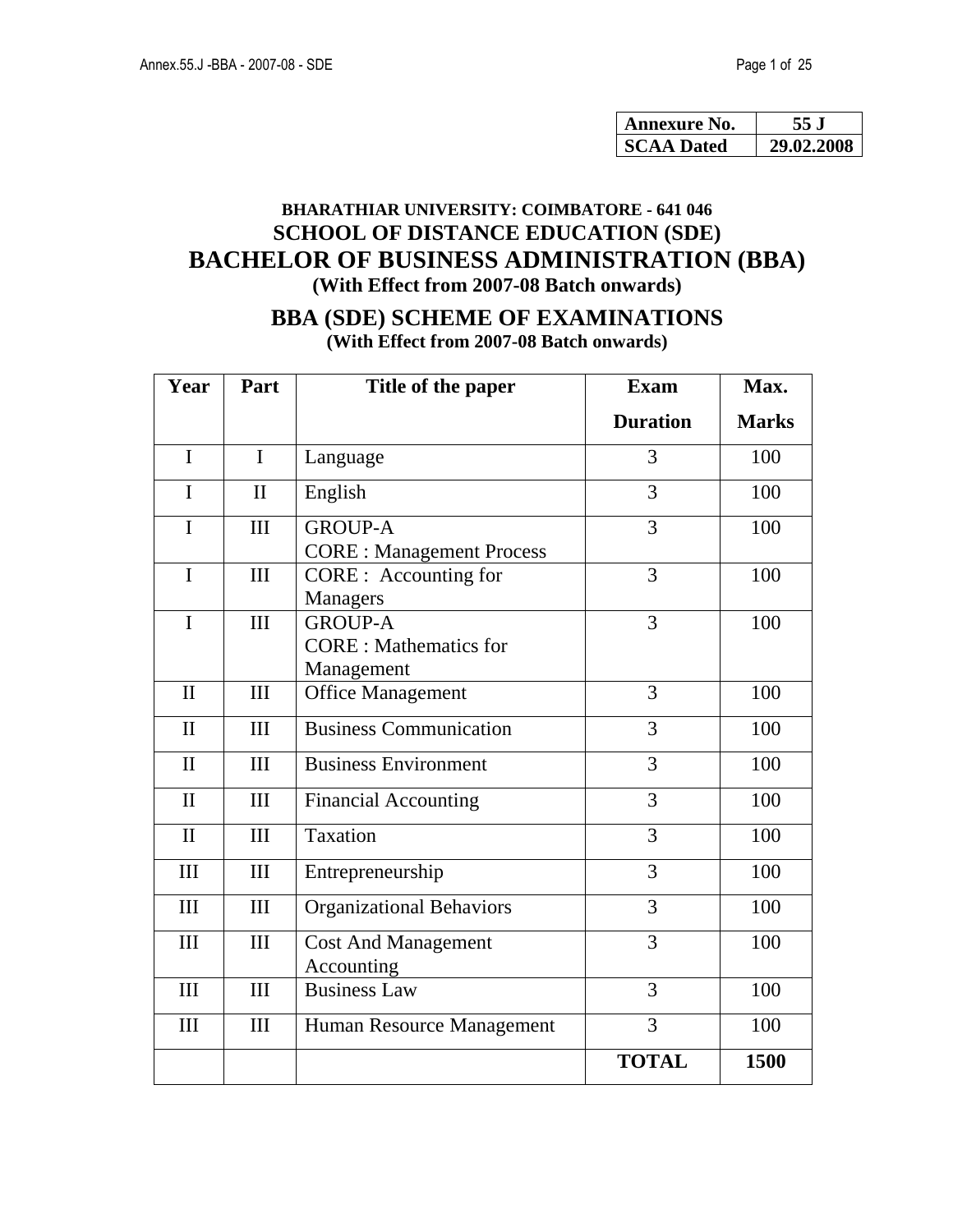| Annexure No. | 55 J |
|---|---|
| SCAA Dated | 29.02.2008 |

**BHARATHIAR UNIVERSITY: COIMBATORE - 641 046**

## SCHOOL OF DISTANCE EDUCATION (SDE)

# BACHELOR OF BUSINESS ADMINISTRATION (BBA)

**(With Effect from 2007-08 Batch onwards)**

## BBA (SDE) SCHEME OF EXAMINATIONS

**(With Effect from 2007-08 Batch onwards)**

| Year | Part | Title of the paper | Exam Duration | Max. Marks |
|---|---|---|---|---|
| I | I | Language | 3 | 100 |
| I | II | English | 3 | 100 |
| I | III | GROUP-A<br>CORE : Management Process | 3 | 100 |
| I | III | CORE : Accounting for Managers | 3 | 100 |
| I | III | GROUP-A<br>CORE : Mathematics for Management | 3 | 100 |
| II | III | Office Management | 3 | 100 |
| II | III | Business Communication | 3 | 100 |
| II | III | Business Environment | 3 | 100 |
| II | III | Financial Accounting | 3 | 100 |
| II | III | Taxation | 3 | 100 |
| III | III | Entrepreneurship | 3 | 100 |
| III | III | Organizational Behaviors | 3 | 100 |
| III | III | Cost And Management Accounting | 3 | 100 |
| III | III | Business Law | 3 | 100 |
| III | III | Human Resource Management | 3 | 100 |
| | | | **TOTAL** | **1500** |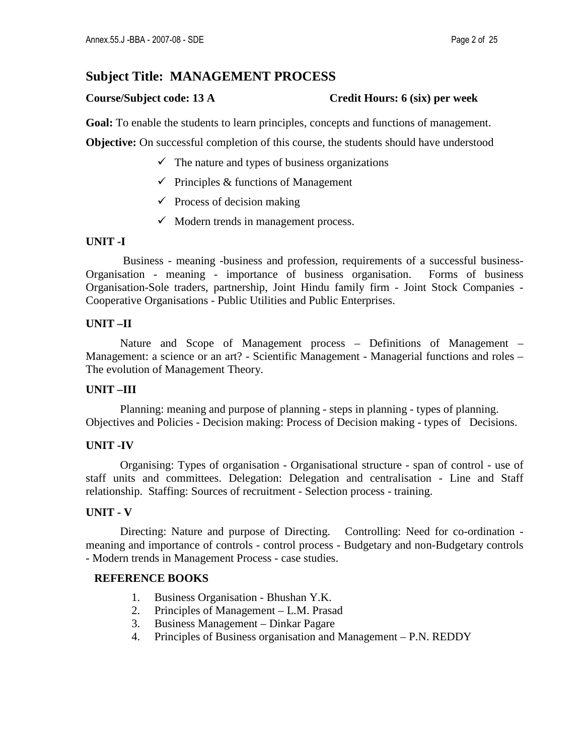## Subject Title: MANAGEMENT PROCESS

**Course/Subject code: 13 A** **Credit Hours: 6 (six) per week**

**Goal:** To enable the students to learn principles, concepts and functions of management.

**Objective:** On successful completion of this course, the students should have understood

- ✓ The nature and types of business organizations
- ✓ Principles & functions of Management
- ✓ Process of decision making
- ✓ Modern trends in management process.

### UNIT -I

Business - meaning -business and profession, requirements of a successful business-Organisation - meaning - importance of business organisation. Forms of business Organisation-Sole traders, partnership, Joint Hindu family firm - Joint Stock Companies - Cooperative Organisations - Public Utilities and Public Enterprises.

### UNIT –II

Nature and Scope of Management process – Definitions of Management – Management: a science or an art? - Scientific Management - Managerial functions and roles – The evolution of Management Theory.

### UNIT –III

Planning: meaning and purpose of planning - steps in planning - types of planning. Objectives and Policies - Decision making: Process of Decision making - types of Decisions.

### UNIT -IV

Organising: Types of organisation - Organisational structure - span of control - use of staff units and committees. Delegation: Delegation and centralisation - Line and Staff relationship. Staffing: Sources of recruitment - Selection process - training.

### UNIT - V

Directing: Nature and purpose of Directing. Controlling: Need for co-ordination - meaning and importance of controls - control process - Budgetary and non-Budgetary controls - Modern trends in Management Process - case studies.

### REFERENCE BOOKS

1. Business Organisation - Bhushan Y.K.
2. Principles of Management – L.M. Prasad
3. Business Management – Dinkar Pagare
4. Principles of Business organisation and Management – P.N. REDDY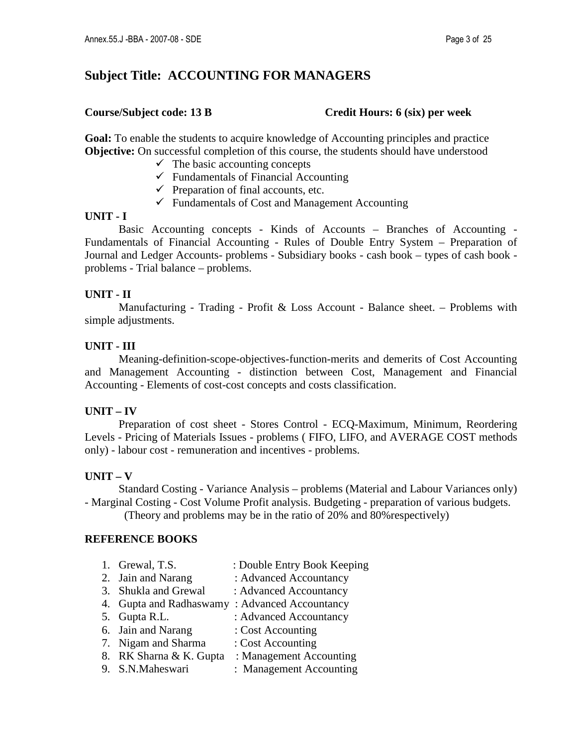## Subject Title: ACCOUNTING FOR MANAGERS

**Course/Subject code: 13 B** **Credit Hours: 6 (six) per week**

**Goal:** To enable the students to acquire knowledge of Accounting principles and practice
**Objective:** On successful completion of this course, the students should have understood

- ✓ The basic accounting concepts
- ✓ Fundamentals of Financial Accounting
- ✓ Preparation of final accounts, etc.
- ✓ Fundamentals of Cost and Management Accounting

**UNIT - I**

Basic Accounting concepts - Kinds of Accounts – Branches of Accounting - Fundamentals of Financial Accounting - Rules of Double Entry System – Preparation of Journal and Ledger Accounts- problems - Subsidiary books - cash book – types of cash book - problems - Trial balance – problems.

**UNIT - II**

Manufacturing - Trading - Profit & Loss Account - Balance sheet. – Problems with simple adjustments.

**UNIT - III**

Meaning-definition-scope-objectives-function-merits and demerits of Cost Accounting and Management Accounting - distinction between Cost, Management and Financial Accounting - Elements of cost-cost concepts and costs classification.

**UNIT – IV**

Preparation of cost sheet - Stores Control - ECQ-Maximum, Minimum, Reordering Levels - Pricing of Materials Issues - problems ( FIFO, LIFO, and AVERAGE COST methods only) - labour cost - remuneration and incentives - problems.

**UNIT – V**

Standard Costing - Variance Analysis – problems (Material and Labour Variances only) - Marginal Costing - Cost Volume Profit analysis. Budgeting - preparation of various budgets.

(Theory and problems may be in the ratio of 20% and 80%respectively)

**REFERENCE BOOKS**

1. Grewal, T.S. : Double Entry Book Keeping
2. Jain and Narang : Advanced Accountancy
3. Shukla and Grewal : Advanced Accountancy
4. Gupta and Radhaswamy : Advanced Accountancy
5. Gupta R.L. : Advanced Accountancy
6. Jain and Narang : Cost Accounting
7. Nigam and Sharma : Cost Accounting
8. RK Sharna & K. Gupta : Management Accounting
9. S.N.Maheswari : Management Accounting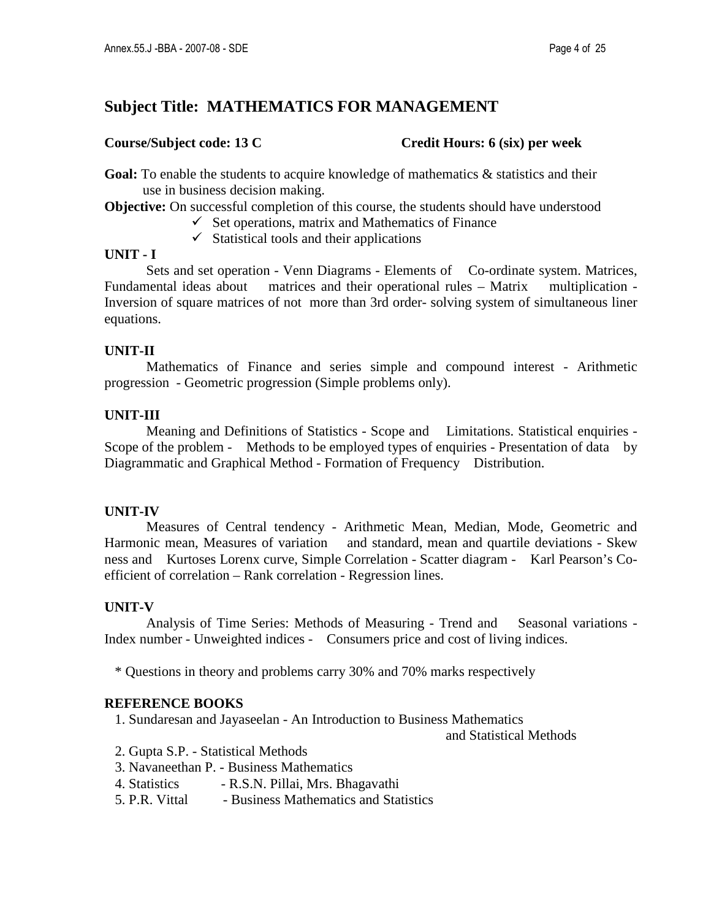## Subject Title: MATHEMATICS FOR MANAGEMENT

**Course/Subject code: 13 C** **Credit Hours: 6 (six) per week**

**Goal:** To enable the students to acquire knowledge of mathematics & statistics and their use in business decision making.

**Objective:** On successful completion of this course, the students should have understood

- ✓ Set operations, matrix and Mathematics of Finance
- ✓ Statistical tools and their applications

**UNIT - I**

Sets and set operation - Venn Diagrams - Elements of Co-ordinate system. Matrices, Fundamental ideas about matrices and their operational rules – Matrix multiplication - Inversion of square matrices of not more than 3rd order- solving system of simultaneous liner equations.

**UNIT-II**

Mathematics of Finance and series simple and compound interest - Arithmetic progression - Geometric progression (Simple problems only).

**UNIT-III**

Meaning and Definitions of Statistics - Scope and Limitations. Statistical enquiries - Scope of the problem - Methods to be employed types of enquiries - Presentation of data by Diagrammatic and Graphical Method - Formation of Frequency Distribution.

**UNIT-IV**

Measures of Central tendency - Arithmetic Mean, Median, Mode, Geometric and Harmonic mean, Measures of variation and standard, mean and quartile deviations - Skew ness and Kurtoses Lorenx curve, Simple Correlation - Scatter diagram - Karl Pearson's Co-efficient of correlation – Rank correlation - Regression lines.

**UNIT-V**

Analysis of Time Series: Methods of Measuring - Trend and Seasonal variations - Index number - Unweighted indices - Consumers price and cost of living indices.

\* Questions in theory and problems carry 30% and 70% marks respectively

**REFERENCE BOOKS**

1. Sundaresan and Jayaseelan - An Introduction to Business Mathematics and Statistical Methods
2. Gupta S.P. - Statistical Methods
3. Navaneethan P. - Business Mathematics
4. Statistics - R.S.N. Pillai, Mrs. Bhagavathi
5. P.R. Vittal - Business Mathematics and Statistics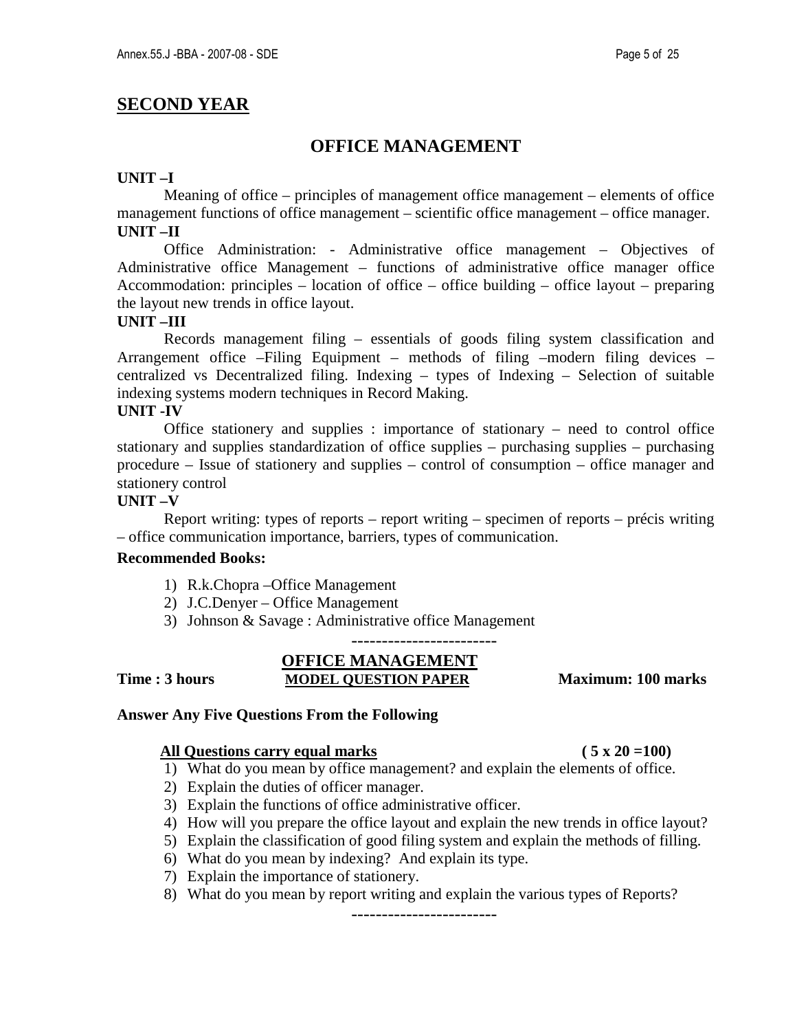## SECOND YEAR

# OFFICE MANAGEMENT

**UNIT –I**

Meaning of office – principles of management office management – elements of office management functions of office management – scientific office management – office manager.

**UNIT –II**

Office Administration: - Administrative office management – Objectives of Administrative office Management – functions of administrative office manager office Accommodation: principles – location of office – office building – office layout – preparing the layout new trends in office layout.

**UNIT –III**

Records management filing – essentials of goods filing system classification and Arrangement office –Filing Equipment – methods of filing –modern filing devices – centralized vs Decentralized filing. Indexing – types of Indexing – Selection of suitable indexing systems modern techniques in Record Making.

**UNIT -IV**

Office stationery and supplies : importance of stationary – need to control office stationary and supplies standardization of office supplies – purchasing supplies – purchasing procedure – Issue of stationery and supplies – control of consumption – office manager and stationery control

**UNIT –V**

Report writing: types of reports – report writing – specimen of reports – précis writing – office communication importance, barriers, types of communication.

**Recommended Books:**

1) R.k.Chopra –Office Management
2) J.C.Denyer – Office Management
3) Johnson & Savage : Administrative office Management

------------------------

## OFFICE MANAGEMENT

**Time : 3 hours** **MODEL QUESTION PAPER** **Maximum: 100 marks**

**Answer Any Five Questions From the Following**

**All Questions carry equal marks** **( 5 x 20 =100)**

1) What do you mean by office management? and explain the elements of office.
2) Explain the duties of officer manager.
3) Explain the functions of office administrative officer.
4) How will you prepare the office layout and explain the new trends in office layout?
5) Explain the classification of good filing system and explain the methods of filling.
6) What do you mean by indexing? And explain its type.
7) Explain the importance of stationery.
8) What do you mean by report writing and explain the various types of Reports?

------------------------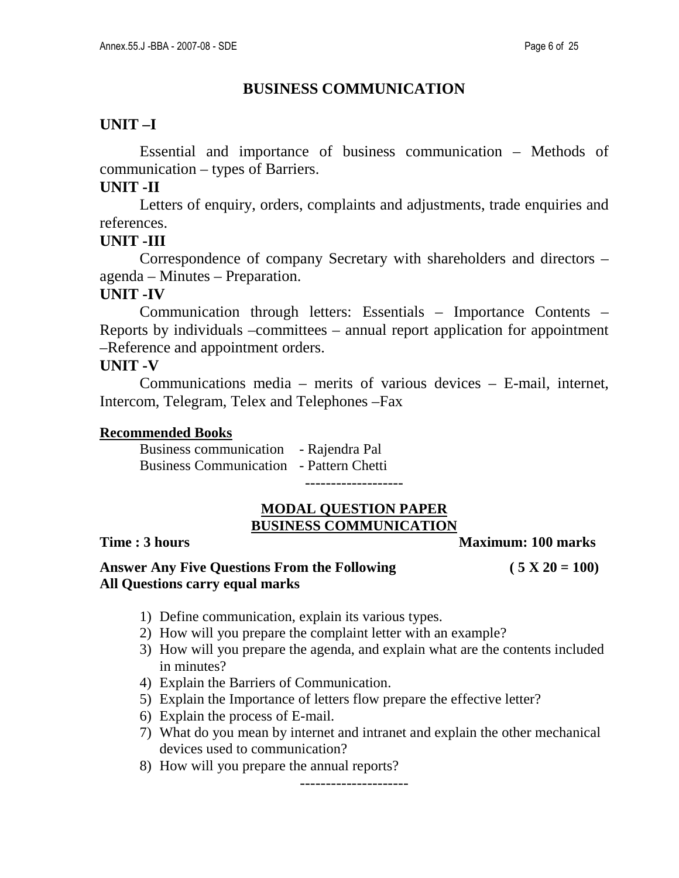# BUSINESS COMMUNICATION

## UNIT –I

Essential and importance of business communication – Methods of communication – types of Barriers.

## UNIT -II

Letters of enquiry, orders, complaints and adjustments, trade enquiries and references.

## UNIT -III

Correspondence of company Secretary with shareholders and directors – agenda – Minutes – Preparation.

## UNIT -IV

Communication through letters: Essentials – Importance Contents – Reports by individuals –committees – annual report application for appointment –Reference and appointment orders.

## UNIT -V

Communications media – merits of various devices – E-mail, internet, Intercom, Telegram, Telex and Telephones –Fax

**Recommended Books**

Business communication - Rajendra Pal
Business Communication - Pattern Chetti

-------------------

## MODAL QUESTION PAPER
## BUSINESS COMMUNICATION

**Time : 3 hours** **Maximum: 100 marks**

**Answer Any Five Questions From the Following ( 5 X 20 = 100)**
**All Questions carry equal marks**

1) Define communication, explain its various types.
2) How will you prepare the complaint letter with an example?
3) How will you prepare the agenda, and explain what are the contents included in minutes?
4) Explain the Barriers of Communication.
5) Explain the Importance of letters flow prepare the effective letter?
6) Explain the process of E-mail.
7) What do you mean by internet and intranet and explain the other mechanical devices used to communication?
8) How will you prepare the annual reports?

---------------------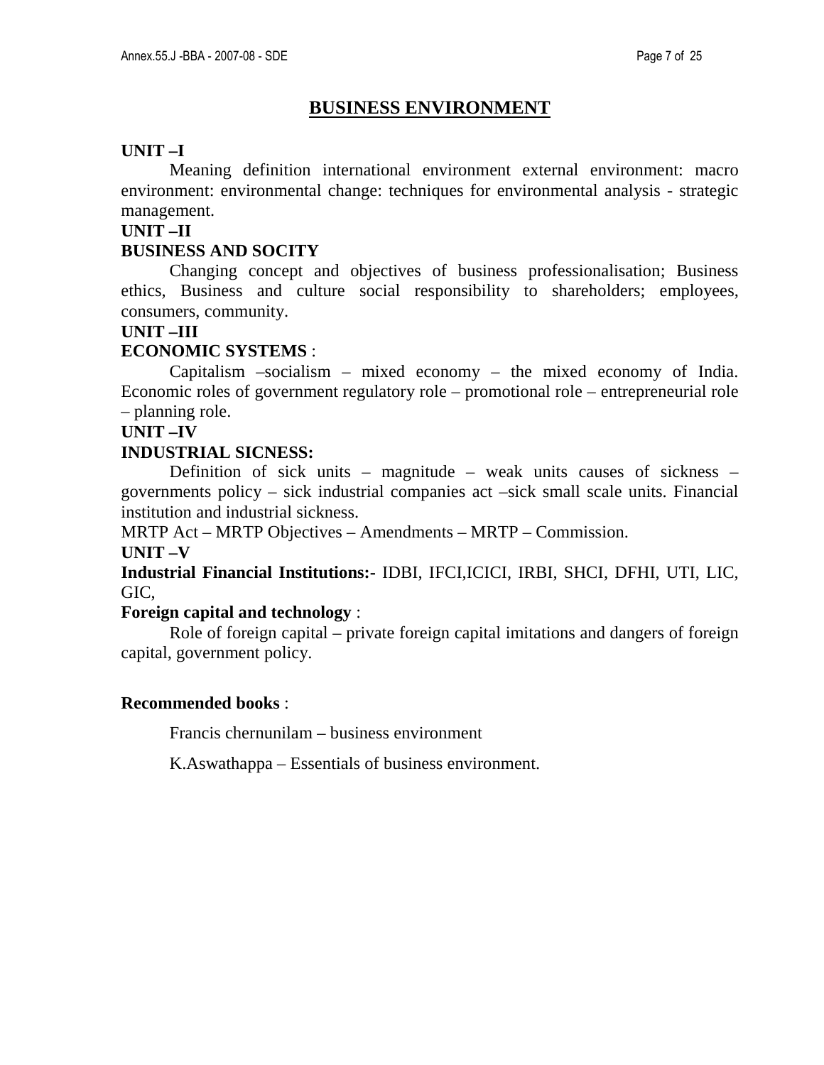# BUSINESS ENVIRONMENT

**UNIT –I**

Meaning definition international environment external environment: macro environment: environmental change: techniques for environmental analysis - strategic management.

**UNIT –II**

**BUSINESS AND SOCITY**

Changing concept and objectives of business professionalisation; Business ethics, Business and culture social responsibility to shareholders; employees, consumers, community.

**UNIT –III**

**ECONOMIC SYSTEMS** :

Capitalism –socialism – mixed economy – the mixed economy of India. Economic roles of government regulatory role – promotional role – entrepreneurial role – planning role.

**UNIT –IV**

**INDUSTRIAL SICNESS:**

Definition of sick units – magnitude – weak units causes of sickness – governments policy – sick industrial companies act –sick small scale units. Financial institution and industrial sickness.

MRTP Act – MRTP Objectives – Amendments – MRTP – Commission.

**UNIT –V**

**Industrial Financial Institutions:-** IDBI, IFCI,ICICI, IRBI, SHCI, DFHI, UTI, LIC, GIC,

**Foreign capital and technology** :

Role of foreign capital – private foreign capital imitations and dangers of foreign capital, government policy.

**Recommended books** :

Francis chernunilam – business environment

K.Aswathappa – Essentials of business environment.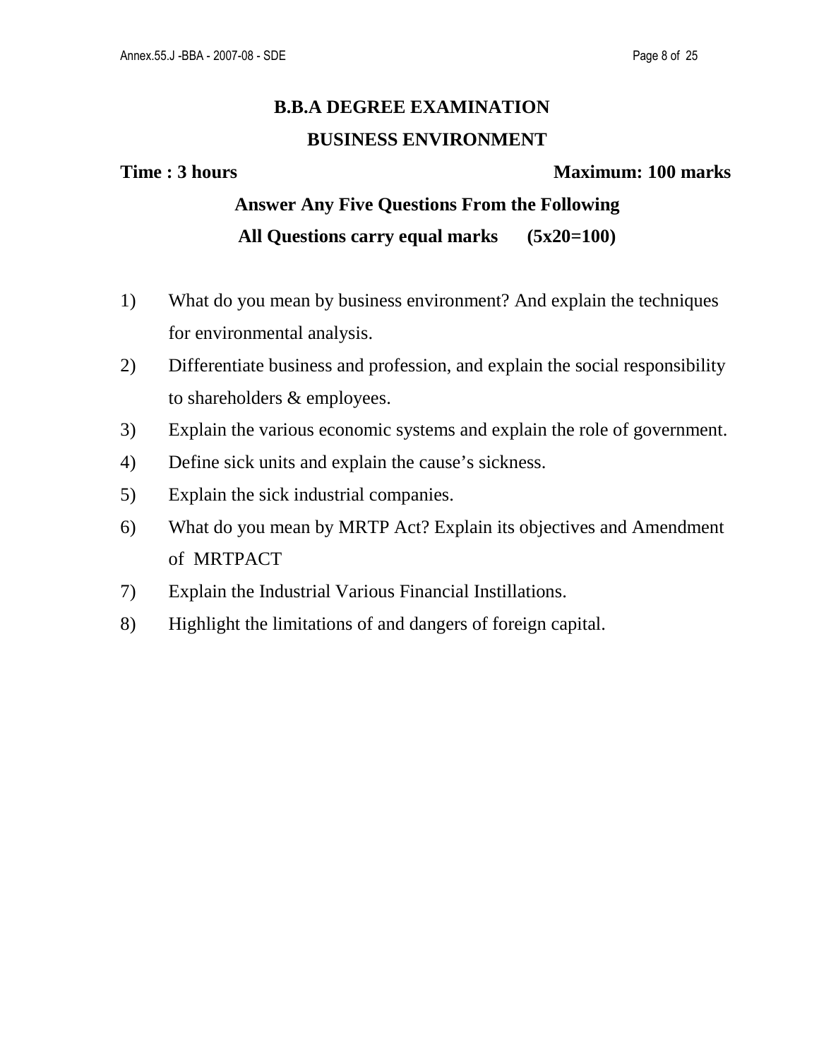## B.B.A DEGREE EXAMINATION

## BUSINESS ENVIRONMENT

**Time : 3 hours** **Maximum: 100 marks**

**Answer Any Five Questions From the Following**

**All Questions carry equal marks (5x20=100)**

1) What do you mean by business environment? And explain the techniques for environmental analysis.
2) Differentiate business and profession, and explain the social responsibility to shareholders & employees.
3) Explain the various economic systems and explain the role of government.
4) Define sick units and explain the cause's sickness.
5) Explain the sick industrial companies.
6) What do you mean by MRTP Act? Explain its objectives and Amendment of MRTPACT
7) Explain the Industrial Various Financial Instillations.
8) Highlight the limitations of and dangers of foreign capital.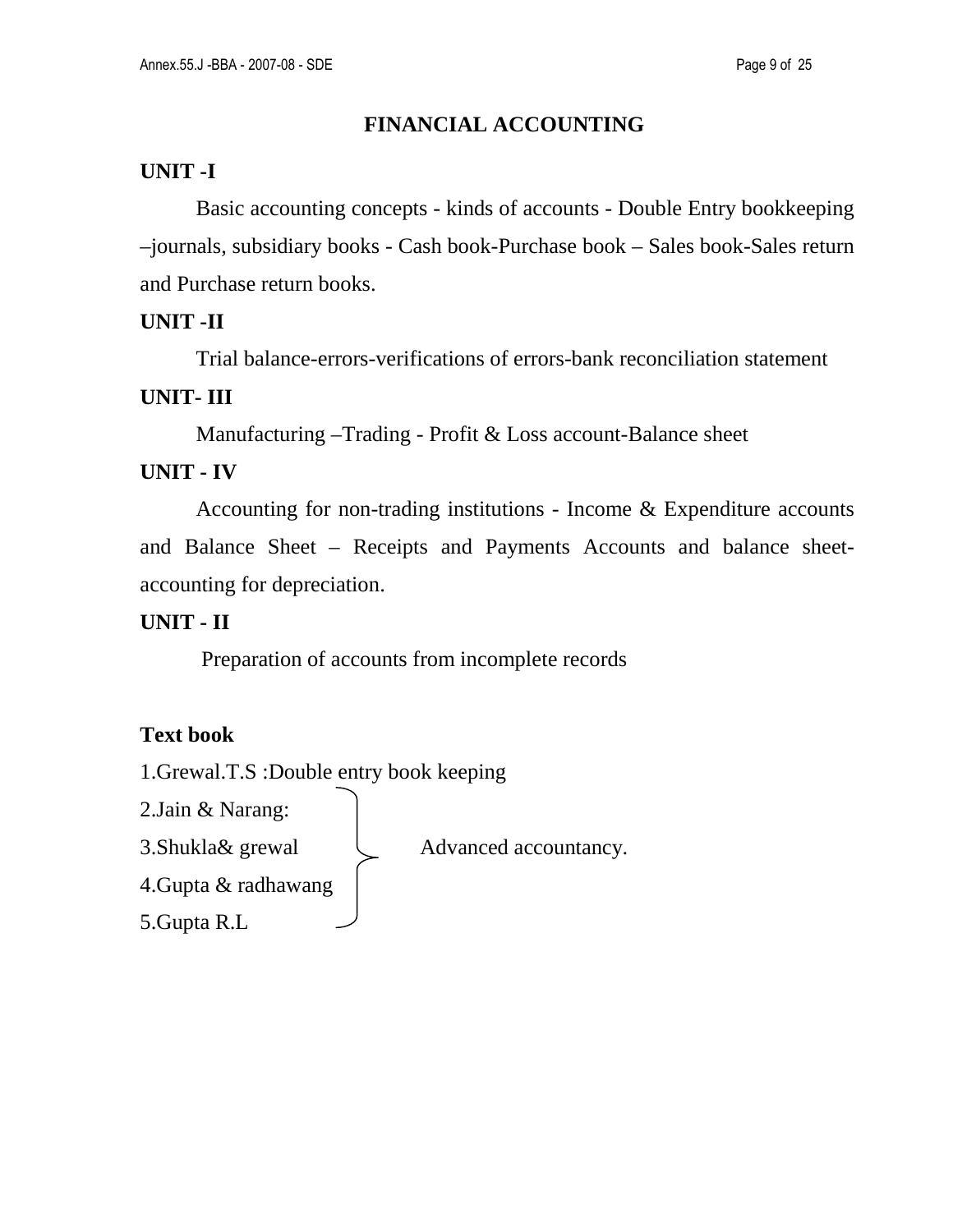# FINANCIAL ACCOUNTING

**UNIT -I**

Basic accounting concepts - kinds of accounts - Double Entry bookkeeping –journals, subsidiary books - Cash book-Purchase book – Sales book-Sales return and Purchase return books.

**UNIT -II**

Trial balance-errors-verifications of errors-bank reconciliation statement

**UNIT- III**

Manufacturing –Trading - Profit & Loss account-Balance sheet

**UNIT - IV**

Accounting for non-trading institutions - Income & Expenditure accounts and Balance Sheet – Receipts and Payments Accounts and balance sheet-accounting for depreciation.

**UNIT - II**

Preparation of accounts from incomplete records

**Text book**

1.Grewal.T.S :Double entry book keeping

2.Jain & Narang:
3.Shukla& grewal
4.Gupta & radhawang
5.Gupta R.L

} Advanced accountancy.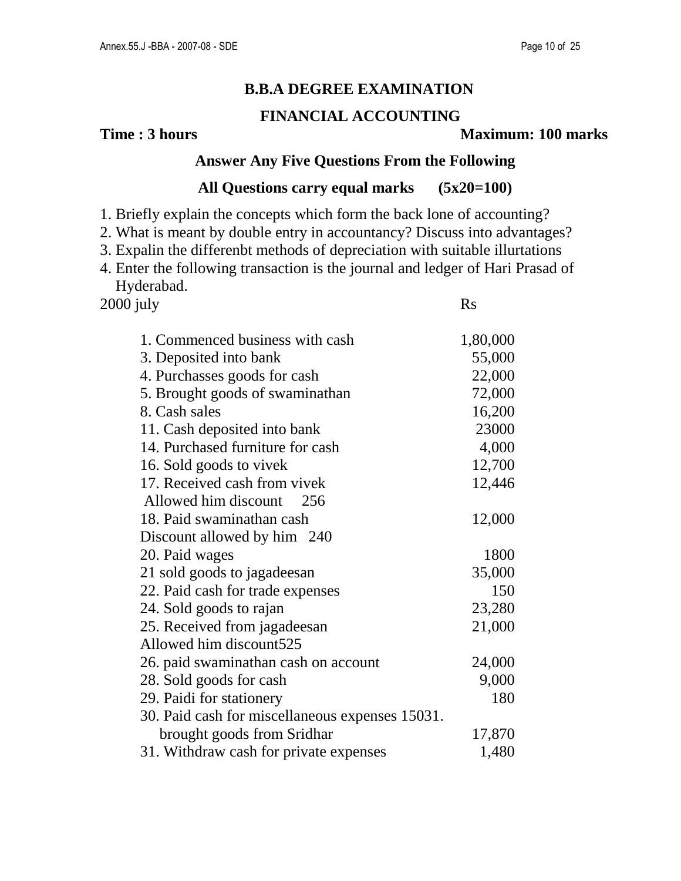# B.B.A DEGREE EXAMINATION

## FINANCIAL ACCOUNTING

**Time : 3 hours** **Maximum: 100 marks**

**Answer Any Five Questions From the Following**

**All Questions carry equal marks (5x20=100)**

1. Briefly explain the concepts which form the back lone of accounting?
2. What is meant by double entry in accountancy? Discuss into advantages?
3. Expalin the differenbt methods of depreciation with suitable illurtations
4. Enter the following transaction is the journal and ledger of Hari Prasad of Hyderabad.

| 2000 july | Rs |
|---|---|
| 1. Commenced business with cash | 1,80,000 |
| 3. Deposited into bank | 55,000 |
| 4. Purchasses goods for cash | 22,000 |
| 5. Brought goods of swaminathan | 72,000 |
| 8. Cash sales | 16,200 |
| 11. Cash deposited into bank | 23000 |
| 14. Purchased furniture for cash | 4,000 |
| 16. Sold goods to vivek | 12,700 |
| 17. Received cash from vivek | 12,446 |
| Allowed him discount 256 | |
| 18. Paid swaminathan cash | 12,000 |
| Discount allowed by him 240 | |
| 20. Paid wages | 1800 |
| 21 sold goods to jagadeesan | 35,000 |
| 22. Paid cash for trade expenses | 150 |
| 24. Sold goods to rajan | 23,280 |
| 25. Received from jagadeesan | 21,000 |
| Allowed him discount525 | |
| 26. paid swaminathan cash on account | 24,000 |
| 28. Sold goods for cash | 9,000 |
| 29. Paidi for stationery | 180 |
| 30. Paid cash for miscellaneous expenses 15031. | |
| brought goods from Sridhar | 17,870 |
| 31. Withdraw cash for private expenses | 1,480 |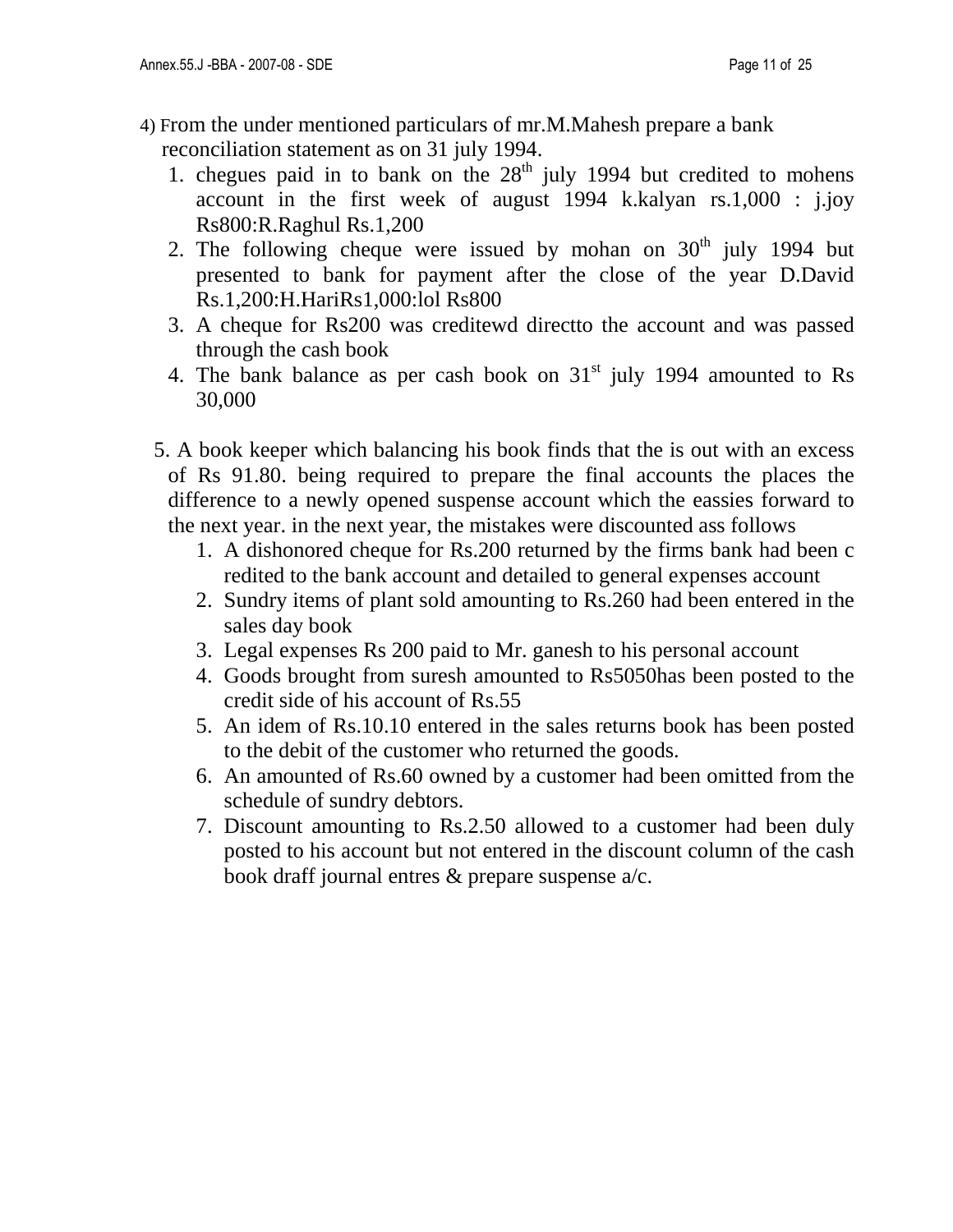4) From the under mentioned particulars of mr.M.Mahesh prepare a bank reconciliation statement as on 31 july 1994.

1. chegues paid in to bank on the 28th july 1994 but credited to mohens account in the first week of august 1994 k.kalyan rs.1,000 : j.joy Rs800:R.Raghul Rs.1,200
2. The following cheque were issued by mohan on 30th july 1994 but presented to bank for payment after the close of the year D.David Rs.1,200:H.HariRs1,000:lol Rs800
3. A cheque for Rs200 was creditewd directto the account and was passed through the cash book
4. The bank balance as per cash book on 31st july 1994 amounted to Rs 30,000

5. A book keeper which balancing his book finds that the is out with an excess of Rs 91.80. being required to prepare the final accounts the places the difference to a newly opened suspense account which the eassies forward to the next year. in the next year, the mistakes were discounted ass follows

1. A dishonored cheque for Rs.200 returned by the firms bank had been c redited to the bank account and detailed to general expenses account
2. Sundry items of plant sold amounting to Rs.260 had been entered in the sales day book
3. Legal expenses Rs 200 paid to Mr. ganesh to his personal account
4. Goods brought from suresh amounted to Rs5050has been posted to the credit side of his account of Rs.55
5. An idem of Rs.10.10 entered in the sales returns book has been posted to the debit of the customer who returned the goods.
6. An amounted of Rs.60 owned by a customer had been omitted from the schedule of sundry debtors.
7. Discount amounting to Rs.2.50 allowed to a customer had been duly posted to his account but not entered in the discount column of the cash book draff journal entres & prepare suspense a/c.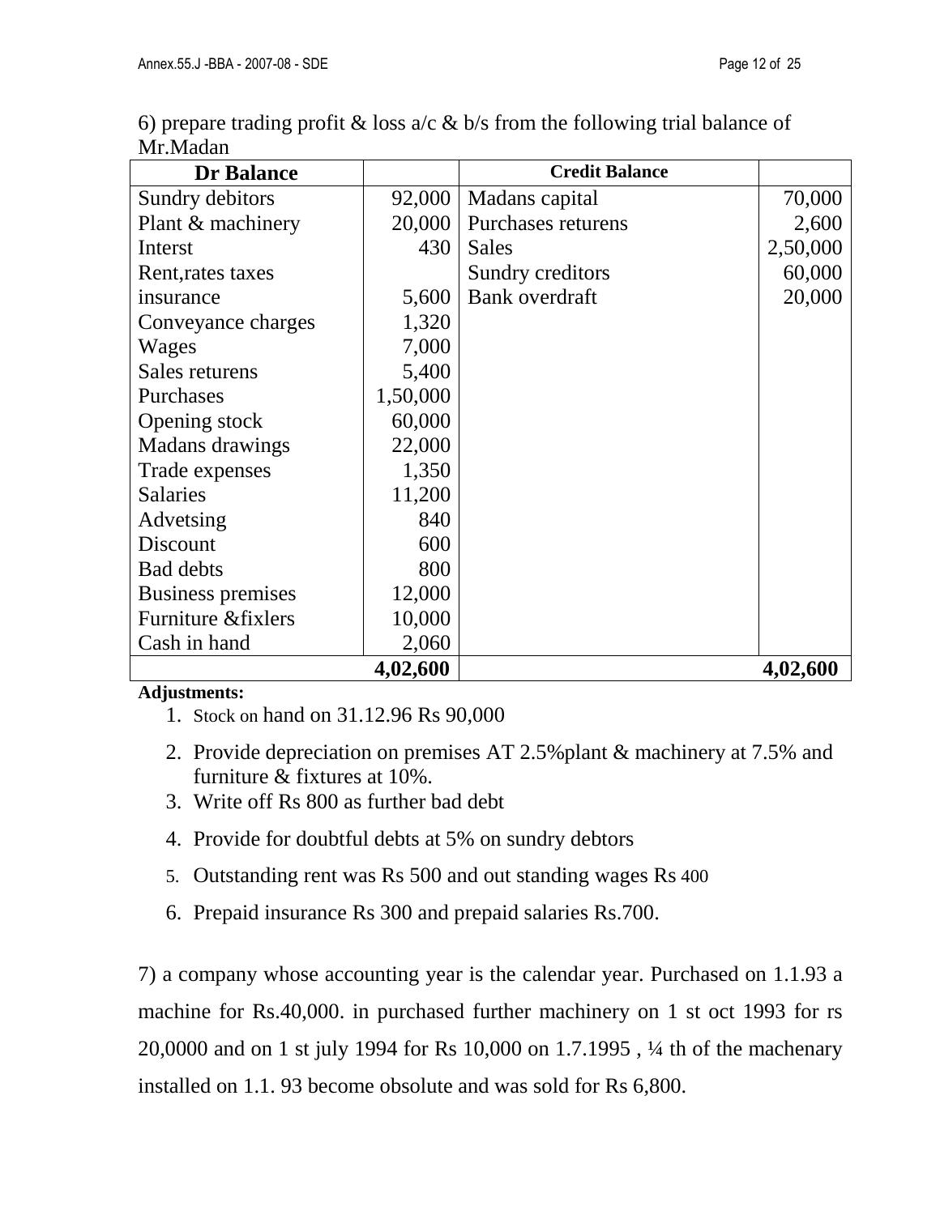6) prepare trading profit & loss a/c & b/s from the following trial balance of Mr.Madan

| Dr Balance | | Credit Balance | |
|---|---|---|---|
| Sundry debitors | 92,000 | Madans capital | 70,000 |
| Plant & machinery | 20,000 | Purchases returens | 2,600 |
| Interst | 430 | Sales | 2,50,000 |
| Rent,rates taxes | | Sundry creditors | 60,000 |
| insurance | 5,600 | Bank overdraft | 20,000 |
| Conveyance charges | 1,320 | | |
| Wages | 7,000 | | |
| Sales returens | 5,400 | | |
| Purchases | 1,50,000 | | |
| Opening stock | 60,000 | | |
| Madans drawings | 22,000 | | |
| Trade expenses | 1,350 | | |
| Salaries | 11,200 | | |
| Advetsing | 840 | | |
| Discount | 600 | | |
| Bad debts | 800 | | |
| Business premises | 12,000 | | |
| Furniture &fixlers | 10,000 | | |
| Cash in hand | 2,060 | | |
| | **4,02,600** | | **4,02,600** |

**Adjustments:**

1. Stock on hand on 31.12.96 Rs 90,000
2. Provide depreciation on premises AT 2.5%plant & machinery at 7.5% and furniture & fixtures at 10%.
3. Write off Rs 800 as further bad debt
4. Provide for doubtful debts at 5% on sundry debtors
5. Outstanding rent was Rs 500 and out standing wages Rs 400
6. Prepaid insurance Rs 300 and prepaid salaries Rs.700.

7) a company whose accounting year is the calendar year. Purchased on 1.1.93 a machine for Rs.40,000. in purchased further machinery on 1 st oct 1993 for rs 20,0000 and on 1 st july 1994 for Rs 10,000 on 1.7.1995 , ¼ th of the machenary installed on 1.1. 93 become obsolute and was sold for Rs 6,800.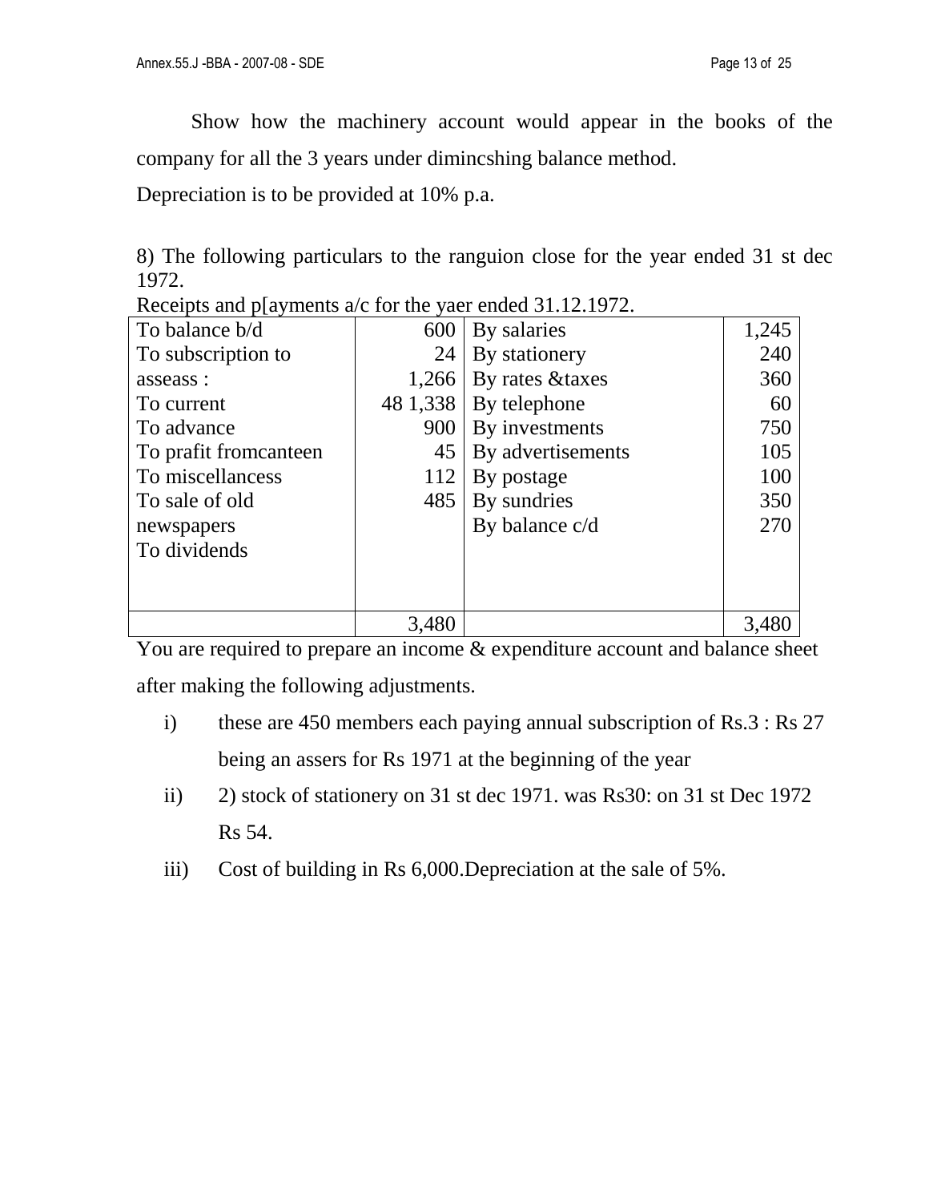Show how the machinery account would appear in the books of the company for all the 3 years under dimincshing balance method.

Depreciation is to be provided at 10% p.a.

8) The following particulars to the ranguion close for the year ended 31 st dec 1972.

Receipts and p[ayments a/c for the yaer ended 31.12.1972.

| | | | |
|---|---|---|---|
| To balance b/d | 600 | By salaries | 1,245 |
| To subscription to | 24 | By stationery | 240 |
| asseass : | 1,266 | By rates &taxes | 360 |
| To current | 48 1,338 | By telephone | 60 |
| To advance | 900 | By investments | 750 |
| To prafit fromcanteen | 45 | By advertisements | 105 |
| To miscellancess | 112 | By postage | 100 |
| To sale of old | 485 | By sundries | 350 |
| newspapers | | By balance c/d | 270 |
| To dividends | | | |
| | 3,480 | | 3,480 |

You are required to prepare an income & expenditure account and balance sheet after making the following adjustments.

i) these are 450 members each paying annual subscription of Rs.3 : Rs 27 being an assers for Rs 1971 at the beginning of the year

ii) 2) stock of stationery on 31 st dec 1971. was Rs30: on 31 st Dec 1972 Rs 54.

iii) Cost of building in Rs 6,000.Depreciation at the sale of 5%.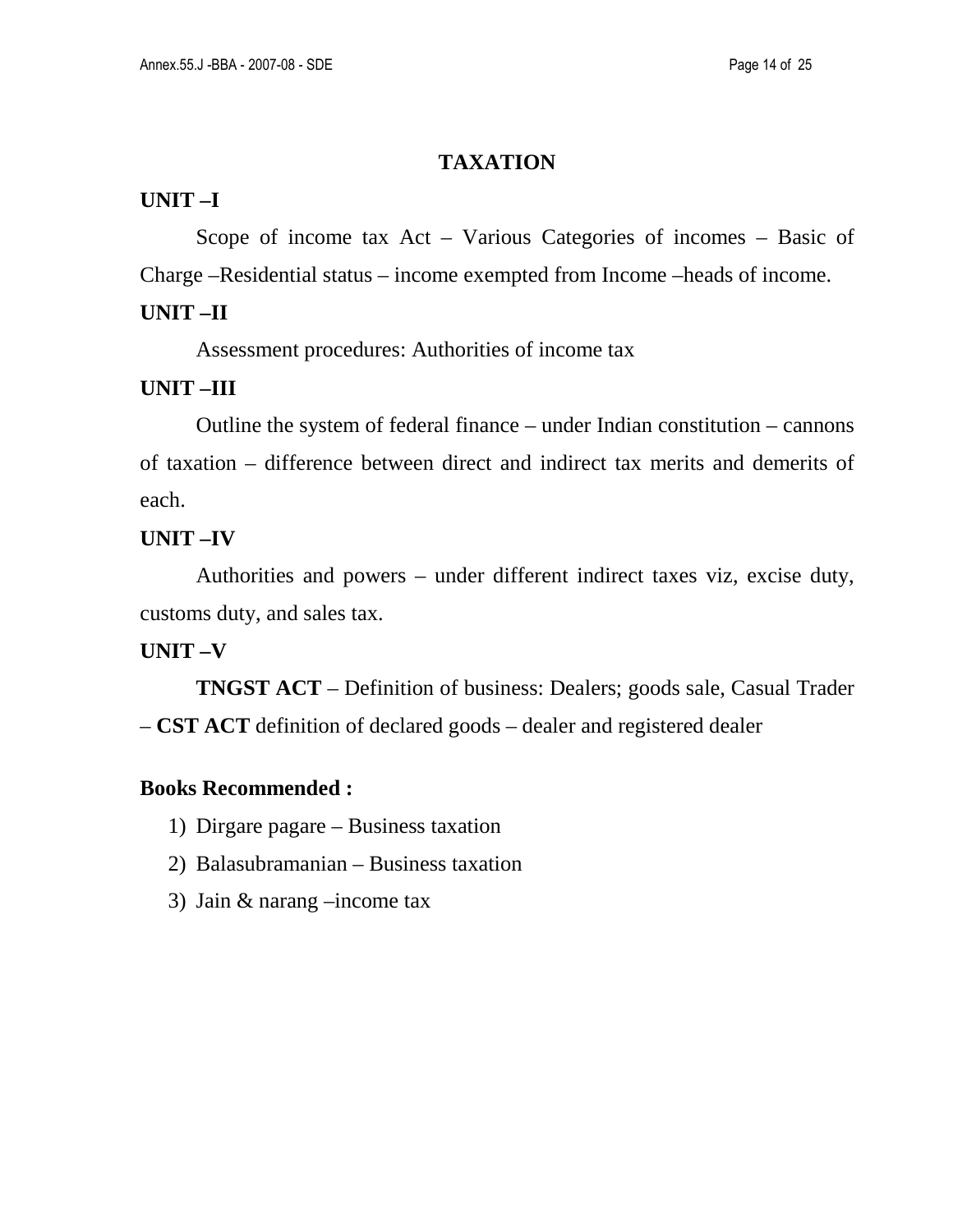# TAXATION

**UNIT –I**

Scope of income tax Act – Various Categories of incomes – Basic of Charge –Residential status – income exempted from Income –heads of income.

**UNIT –II**

Assessment procedures: Authorities of income tax

**UNIT –III**

Outline the system of federal finance – under Indian constitution – cannons of taxation – difference between direct and indirect tax merits and demerits of each.

**UNIT –IV**

Authorities and powers – under different indirect taxes viz, excise duty, customs duty, and sales tax.

**UNIT –V**

**TNGST ACT** – Definition of business: Dealers; goods sale, Casual Trader – **CST ACT** definition of declared goods – dealer and registered dealer

**Books Recommended :**

1) Dirgare pagare – Business taxation
2) Balasubramanian – Business taxation
3) Jain & narang –income tax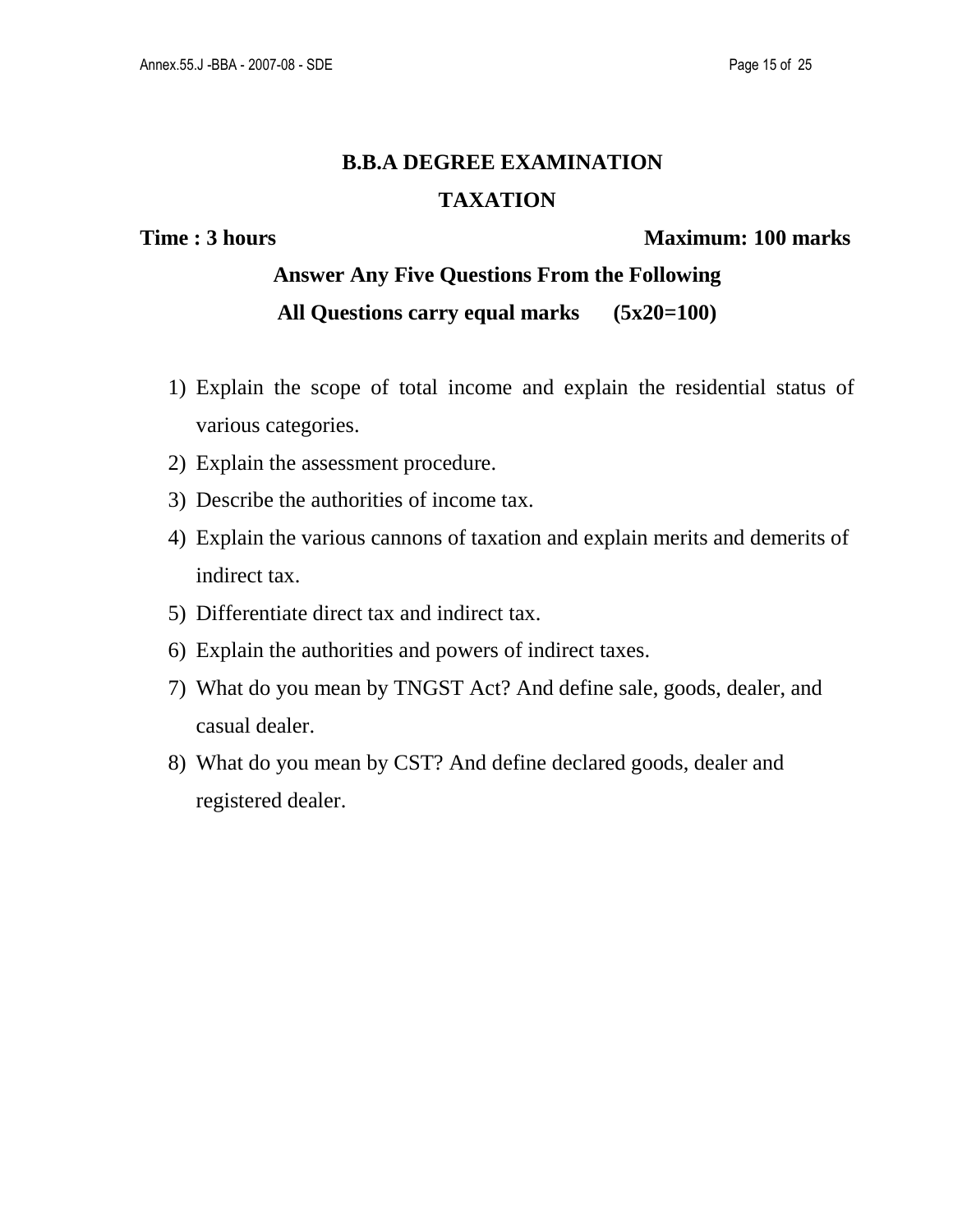# B.B.A DEGREE EXAMINATION

## TAXATION

**Time : 3 hours** **Maximum: 100 marks**

**Answer Any Five Questions From the Following**

**All Questions carry equal marks (5x20=100)**

1) Explain the scope of total income and explain the residential status of various categories.
2) Explain the assessment procedure.
3) Describe the authorities of income tax.
4) Explain the various cannons of taxation and explain merits and demerits of indirect tax.
5) Differentiate direct tax and indirect tax.
6) Explain the authorities and powers of indirect taxes.
7) What do you mean by TNGST Act? And define sale, goods, dealer, and casual dealer.
8) What do you mean by CST? And define declared goods, dealer and registered dealer.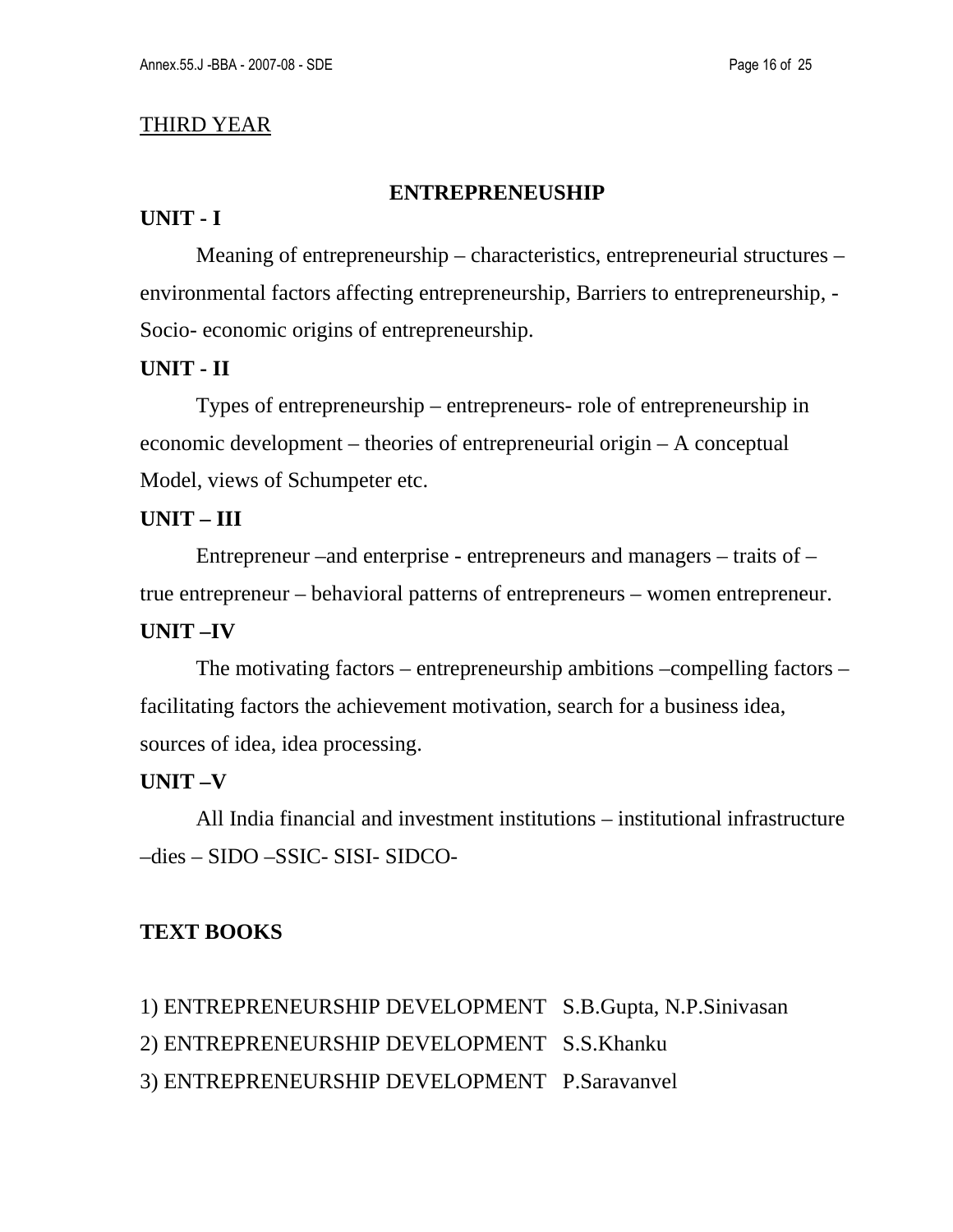THIRD YEAR

## ENTREPRENEUSHIP

**UNIT - I**

Meaning of entrepreneurship – characteristics, entrepreneurial structures – environmental factors affecting entrepreneurship, Barriers to entrepreneurship, - Socio- economic origins of entrepreneurship.

**UNIT - II**

Types of entrepreneurship – entrepreneurs- role of entrepreneurship in economic development – theories of entrepreneurial origin – A conceptual Model, views of Schumpeter etc.

**UNIT – III**

Entrepreneur –and enterprise - entrepreneurs and managers – traits of – true entrepreneur – behavioral patterns of entrepreneurs – women entrepreneur.

**UNIT –IV**

The motivating factors – entrepreneurship ambitions –compelling factors – facilitating factors the achievement motivation, search for a business idea, sources of idea, idea processing.

**UNIT –V**

All India financial and investment institutions – institutional infrastructure –dies – SIDO –SSIC- SISI- SIDCO-

**TEXT BOOKS**

1) ENTREPRENEURSHIP DEVELOPMENT S.B.Gupta, N.P.Sinivasan

2) ENTREPRENEURSHIP DEVELOPMENT S.S.Khanku

3) ENTREPRENEURSHIP DEVELOPMENT P.Saravanvel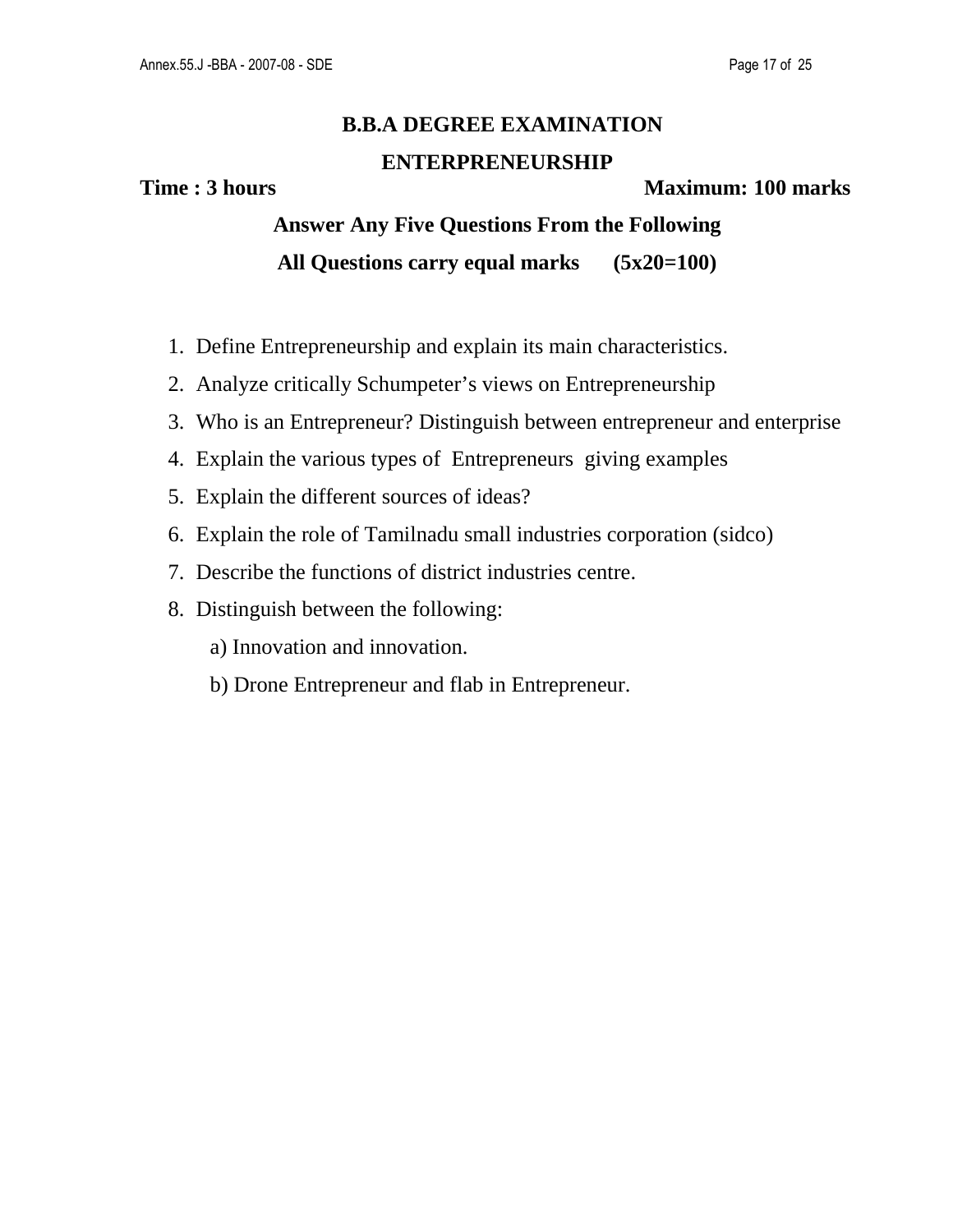# B.B.A DEGREE EXAMINATION

## ENTERPRENEURSHIP

**Time : 3 hours** **Maximum: 100 marks**

**Answer Any Five Questions From the Following**

**All Questions carry equal marks (5x20=100)**

1. Define Entrepreneurship and explain its main characteristics.
2. Analyze critically Schumpeter's views on Entrepreneurship
3. Who is an Entrepreneur? Distinguish between entrepreneur and enterprise
4. Explain the various types of Entrepreneurs giving examples
5. Explain the different sources of ideas?
6. Explain the role of Tamilnadu small industries corporation (sidco)
7. Describe the functions of district industries centre.
8. Distinguish between the following:

   a) Innovation and innovation.

   b) Drone Entrepreneur and flab in Entrepreneur.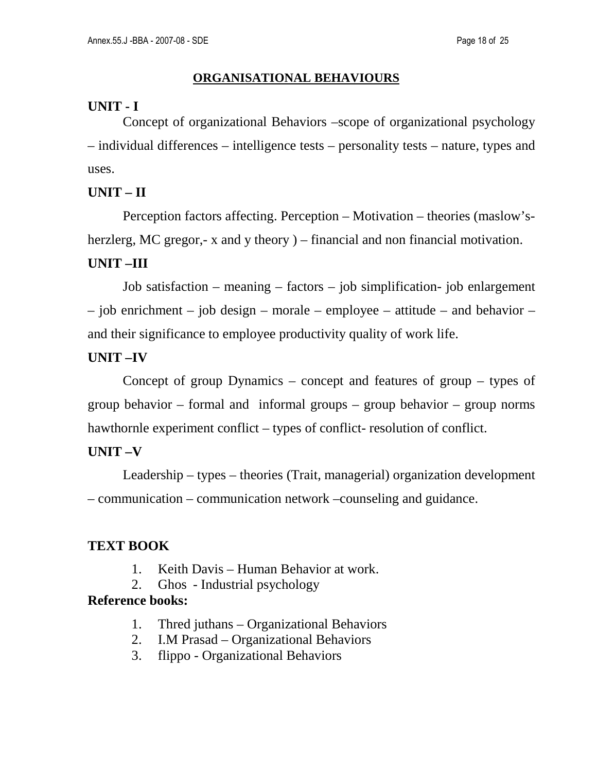## ORGANISATIONAL BEHAVIOURS

**UNIT - I**

Concept of organizational Behaviors –scope of organizational psychology – individual differences – intelligence tests – personality tests – nature, types and uses.

**UNIT – II**

Perception factors affecting. Perception – Motivation – theories (maslow's-herzlerg, MC gregor,- x and y theory ) – financial and non financial motivation.

**UNIT –III**

Job satisfaction – meaning – factors – job simplification- job enlargement – job enrichment – job design – morale – employee – attitude – and behavior – and their significance to employee productivity quality of work life.

**UNIT –IV**

Concept of group Dynamics – concept and features of group – types of group behavior – formal and informal groups – group behavior – group norms hawthornle experiment conflict – types of conflict- resolution of conflict.

**UNIT –V**

Leadership – types – theories (Trait, managerial) organization development – communication – communication network –counseling and guidance.

### TEXT BOOK

1. Keith Davis – Human Behavior at work.
2. Ghos - Industrial psychology

**Reference books:**

1. Thred juthans – Organizational Behaviors
2. I.M Prasad – Organizational Behaviors
3. flippo - Organizational Behaviors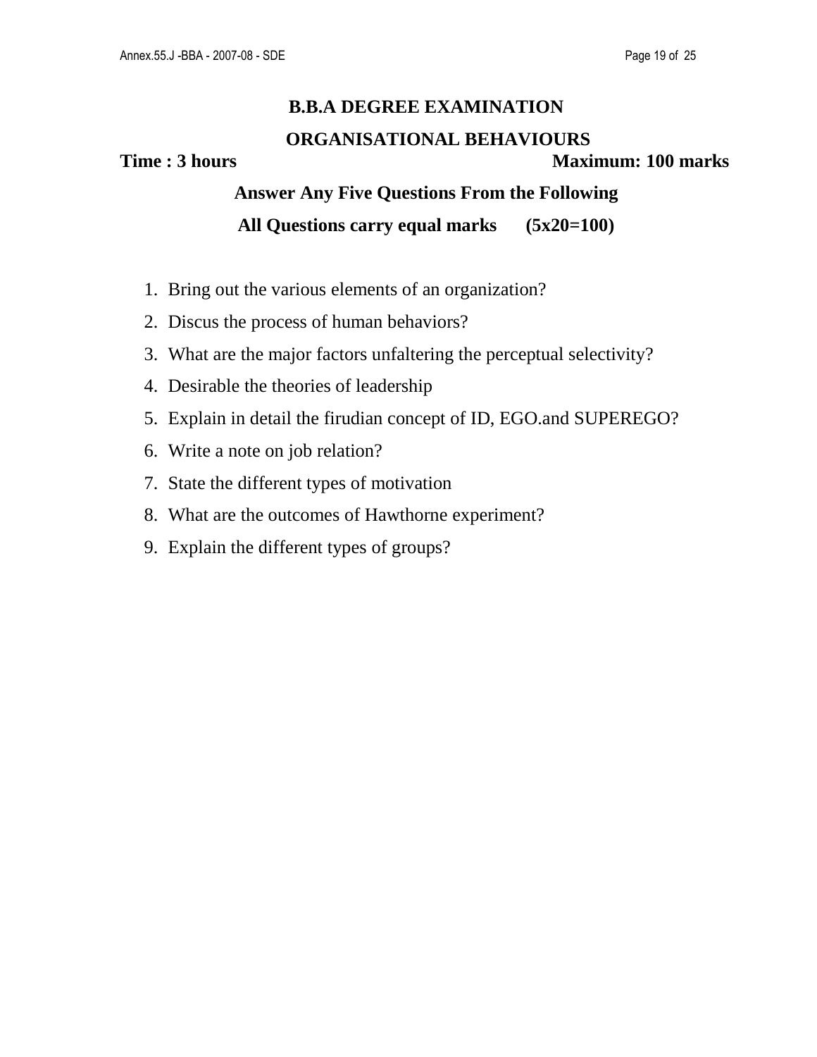# B.B.A DEGREE EXAMINATION

## ORGANISATIONAL BEHAVIOURS

**Time : 3 hours** **Maximum: 100 marks**

**Answer Any Five Questions From the Following**

**All Questions carry equal marks (5x20=100)**

1. Bring out the various elements of an organization?
2. Discus the process of human behaviors?
3. What are the major factors unfaltering the perceptual selectivity?
4. Desirable the theories of leadership
5. Explain in detail the firudian concept of ID, EGO.and SUPEREGO?
6. Write a note on job relation?
7. State the different types of motivation
8. What are the outcomes of Hawthorne experiment?
9. Explain the different types of groups?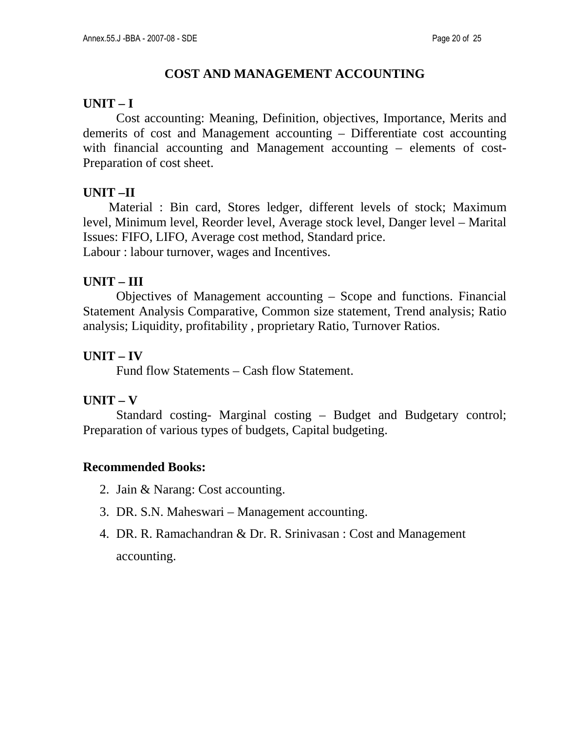# COST AND MANAGEMENT ACCOUNTING

**UNIT – I**

Cost accounting: Meaning, Definition, objectives, Importance, Merits and demerits of cost and Management accounting – Differentiate cost accounting with financial accounting and Management accounting – elements of cost-Preparation of cost sheet.

**UNIT –II**

Material : Bin card, Stores ledger, different levels of stock; Maximum level, Minimum level, Reorder level, Average stock level, Danger level – Marital Issues: FIFO, LIFO, Average cost method, Standard price.
Labour : labour turnover, wages and Incentives.

**UNIT – III**

Objectives of Management accounting – Scope and functions. Financial Statement Analysis Comparative, Common size statement, Trend analysis; Ratio analysis; Liquidity, profitability , proprietary Ratio, Turnover Ratios.

**UNIT – IV**

Fund flow Statements – Cash flow Statement.

**UNIT – V**

Standard costing- Marginal costing – Budget and Budgetary control; Preparation of various types of budgets, Capital budgeting.

**Recommended Books:**

2. Jain & Narang: Cost accounting.
3. DR. S.N. Maheswari – Management accounting.
4. DR. R. Ramachandran & Dr. R. Srinivasan : Cost and Management accounting.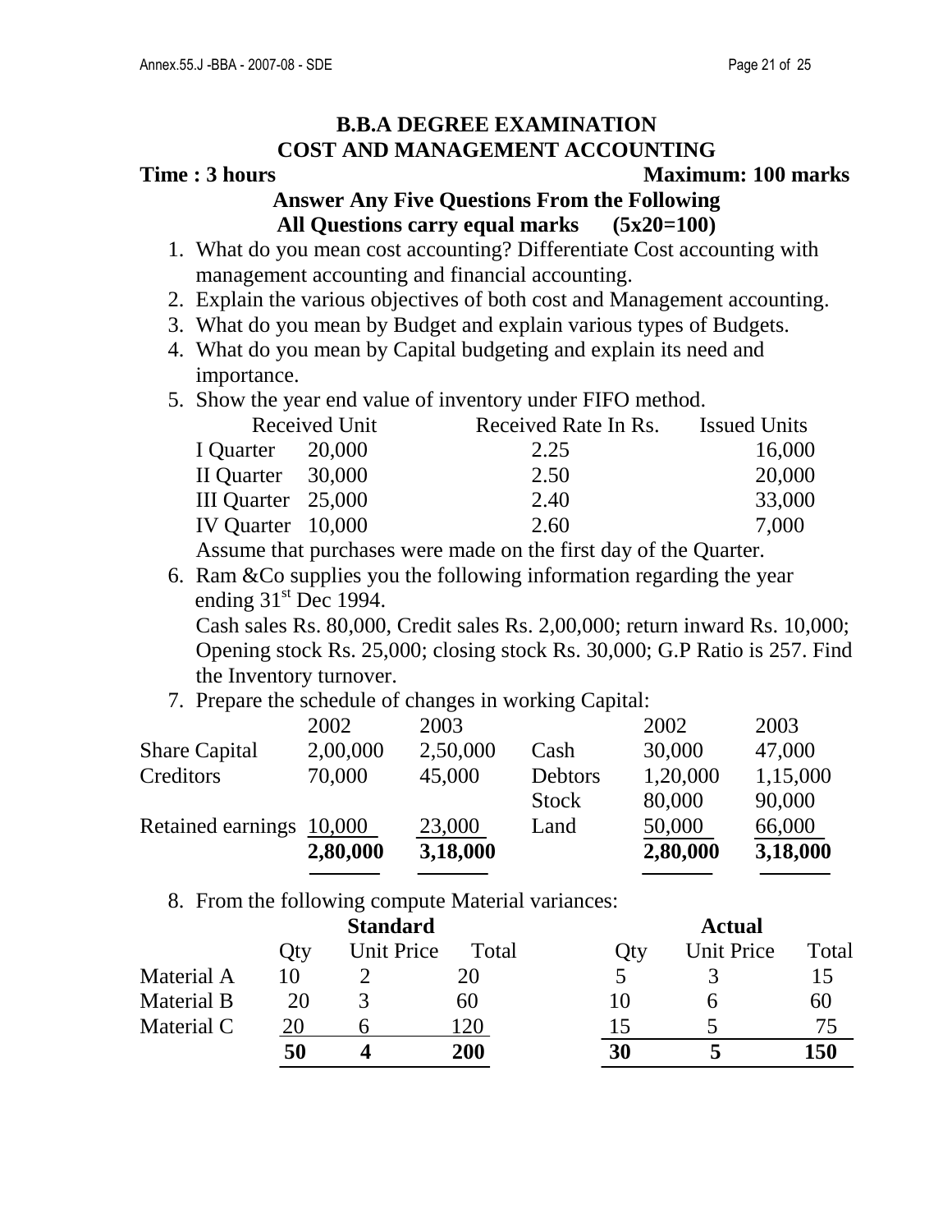**B.B.A DEGREE EXAMINATION**
**COST AND MANAGEMENT ACCOUNTING**

**Time : 3 hours** **Maximum: 100 marks**

**Answer Any Five Questions From the Following**
**All Questions carry equal marks (5x20=100)**

1. What do you mean cost accounting? Differentiate Cost accounting with management accounting and financial accounting.
2. Explain the various objectives of both cost and Management accounting.
3. What do you mean by Budget and explain various types of Budgets.
4. What do you mean by Capital budgeting and explain its need and importance.
5. Show the year end value of inventory under FIFO method.

| | Received Unit | Received Rate In Rs. | Issued Units |
|---|---|---|---|
| I Quarter | 20,000 | 2.25 | 16,000 |
| II Quarter | 30,000 | 2.50 | 20,000 |
| III Quarter | 25,000 | 2.40 | 33,000 |
| IV Quarter | 10,000 | 2.60 | 7,000 |

Assume that purchases were made on the first day of the Quarter.

6. Ram &Co supplies you the following information regarding the year ending 31st Dec 1994.
   Cash sales Rs. 80,000, Credit sales Rs. 2,00,000; return inward Rs. 10,000; Opening stock Rs. 25,000; closing stock Rs. 30,000; G.P Ratio is 257. Find the Inventory turnover.
7. Prepare the schedule of changes in working Capital:

| | 2002 | 2003 | | 2002 | 2003 |
|---|---|---|---|---|---|
| Share Capital | 2,00,000 | 2,50,000 | Cash | 30,000 | 47,000 |
| Creditors | 70,000 | 45,000 | Debtors | 1,20,000 | 1,15,000 |
| | | | Stock | 80,000 | 90,000 |
| Retained earnings | 10,000 | 23,000 | Land | 50,000 | 66,000 |
| | **2,80,000** | **3,18,000** | | **2,80,000** | **3,18,000** |

8. From the following compute Material variances:

| | **Standard** | | | **Actual** | | |
|---|---|---|---|---|---|---|
| | Qty | Unit Price | Total | Qty | Unit Price | Total |
| Material A | 10 | 2 | 20 | 5 | 3 | 15 |
| Material B | 20 | 3 | 60 | 10 | 6 | 60 |
| Material C | 20 | 6 | 120 | 15 | 5 | 75 |
| | **50** | **4** | **200** | **30** | **5** | **150** |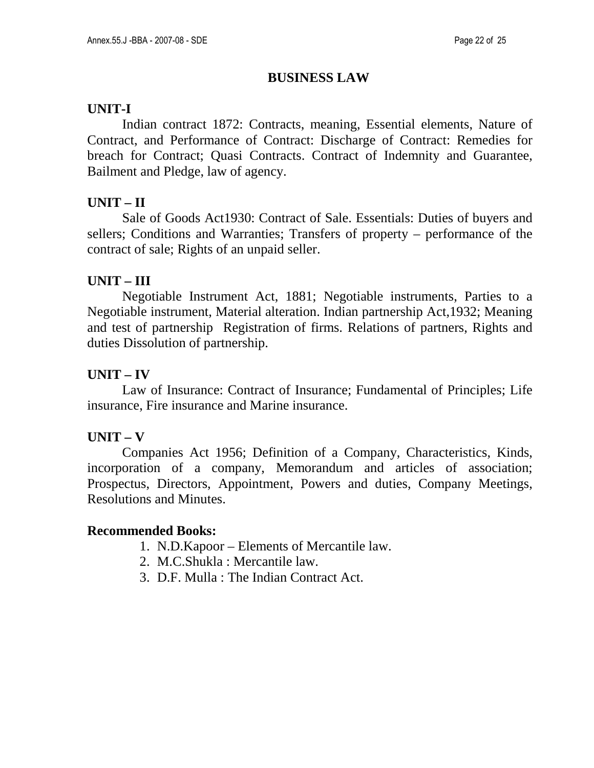# BUSINESS LAW

## UNIT-I

Indian contract 1872: Contracts, meaning, Essential elements, Nature of Contract, and Performance of Contract: Discharge of Contract: Remedies for breach for Contract; Quasi Contracts. Contract of Indemnity and Guarantee, Bailment and Pledge, law of agency.

## UNIT – II

Sale of Goods Act1930: Contract of Sale. Essentials: Duties of buyers and sellers; Conditions and Warranties; Transfers of property – performance of the contract of sale; Rights of an unpaid seller.

## UNIT – III

Negotiable Instrument Act, 1881; Negotiable instruments, Parties to a Negotiable instrument, Material alteration. Indian partnership Act,1932; Meaning and test of partnership Registration of firms. Relations of partners, Rights and duties Dissolution of partnership.

## UNIT – IV

Law of Insurance: Contract of Insurance; Fundamental of Principles; Life insurance, Fire insurance and Marine insurance.

## UNIT – V

Companies Act 1956; Definition of a Company, Characteristics, Kinds, incorporation of a company, Memorandum and articles of association; Prospectus, Directors, Appointment, Powers and duties, Company Meetings, Resolutions and Minutes.

**Recommended Books:**

1. N.D.Kapoor – Elements of Mercantile law.
2. M.C.Shukla : Mercantile law.
3. D.F. Mulla : The Indian Contract Act.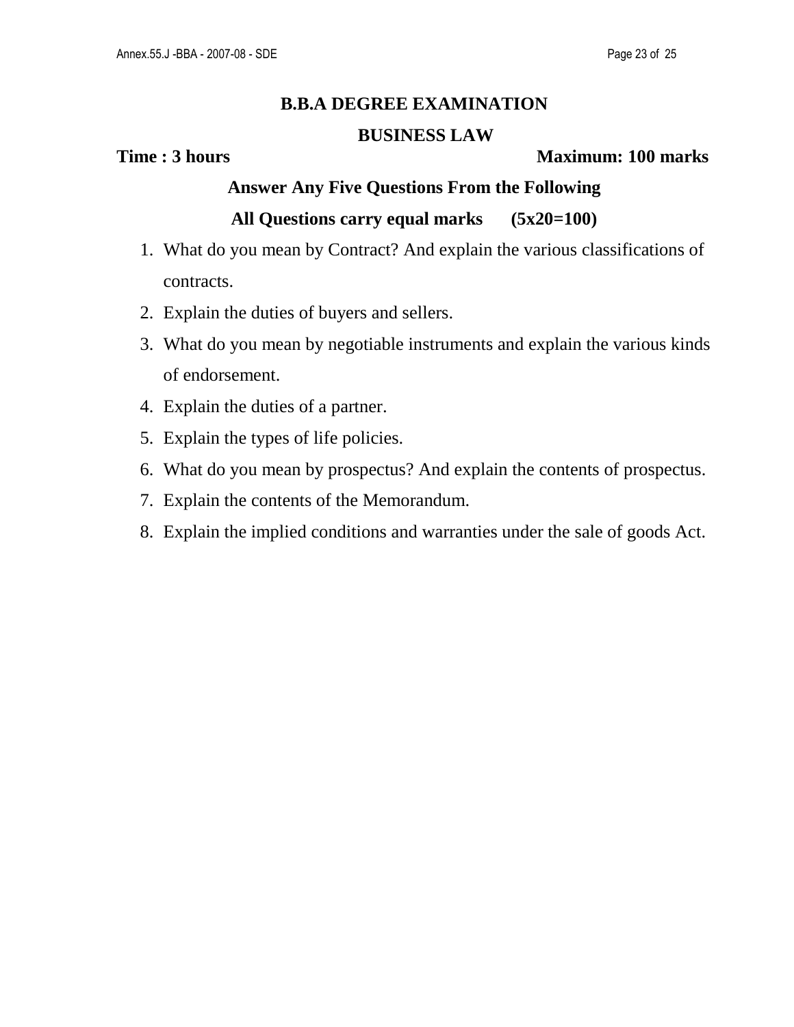## B.B.A DEGREE EXAMINATION

## BUSINESS LAW

**Time : 3 hours** **Maximum: 100 marks**

**Answer Any Five Questions From the Following**

**All Questions carry equal marks (5x20=100)**

1. What do you mean by Contract? And explain the various classifications of contracts.
2. Explain the duties of buyers and sellers.
3. What do you mean by negotiable instruments and explain the various kinds of endorsement.
4. Explain the duties of a partner.
5. Explain the types of life policies.
6. What do you mean by prospectus? And explain the contents of prospectus.
7. Explain the contents of the Memorandum.
8. Explain the implied conditions and warranties under the sale of goods Act.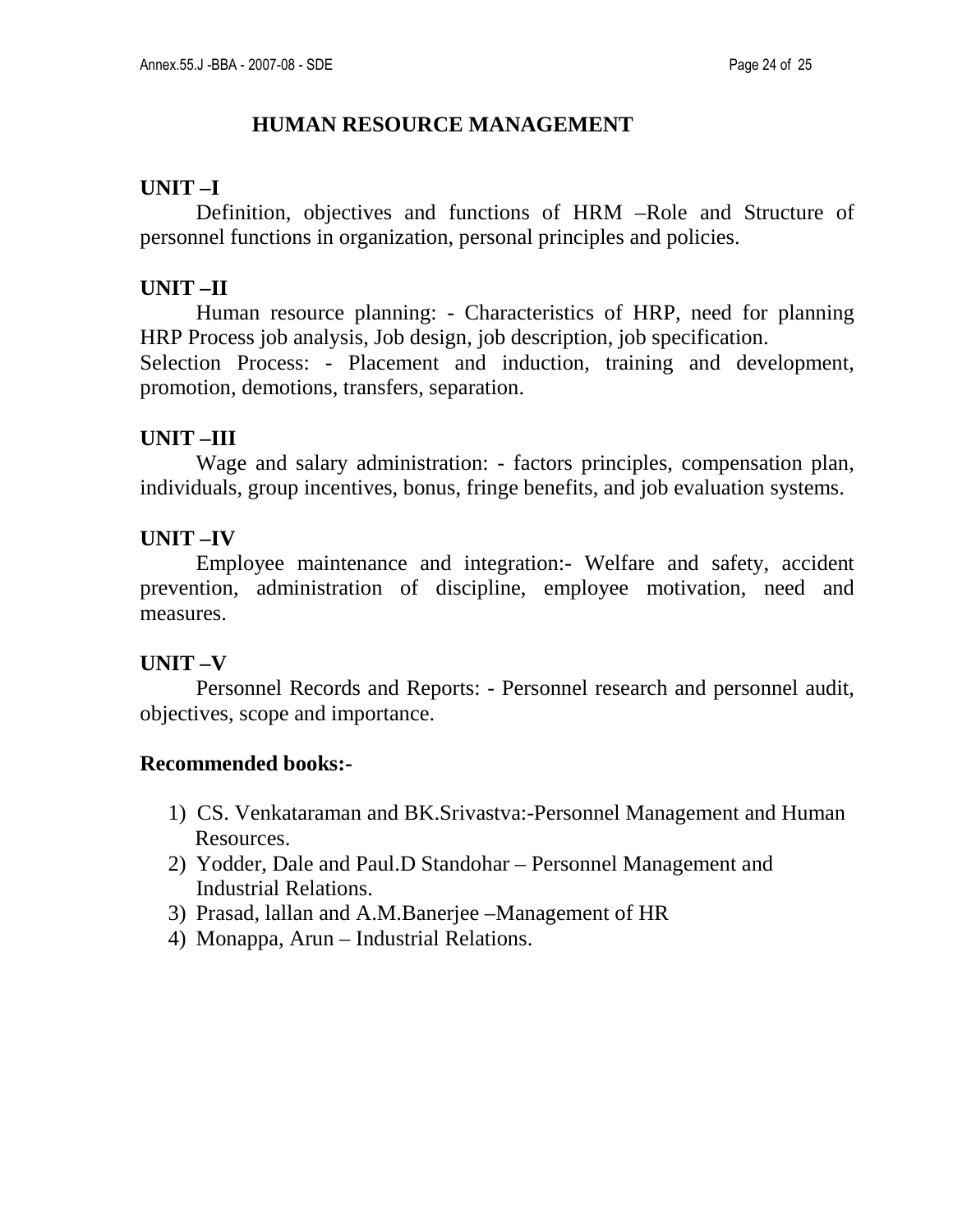# HUMAN RESOURCE MANAGEMENT

**UNIT –I**

Definition, objectives and functions of HRM –Role and Structure of personnel functions in organization, personal principles and policies.

**UNIT –II**

Human resource planning: - Characteristics of HRP, need for planning HRP Process job analysis, Job design, job description, job specification.

Selection Process: - Placement and induction, training and development, promotion, demotions, transfers, separation.

**UNIT –III**

Wage and salary administration: - factors principles, compensation plan, individuals, group incentives, bonus, fringe benefits, and job evaluation systems.

**UNIT –IV**

Employee maintenance and integration:- Welfare and safety, accident prevention, administration of discipline, employee motivation, need and measures.

**UNIT –V**

Personnel Records and Reports: - Personnel research and personnel audit, objectives, scope and importance.

**Recommended books:-**

1) CS. Venkataraman and BK.Srivastva:-Personnel Management and Human Resources.
2) Yodder, Dale and Paul.D Standohar – Personnel Management and Industrial Relations.
3) Prasad, lallan and A.M.Banerjee –Management of HR
4) Monappa, Arun – Industrial Relations.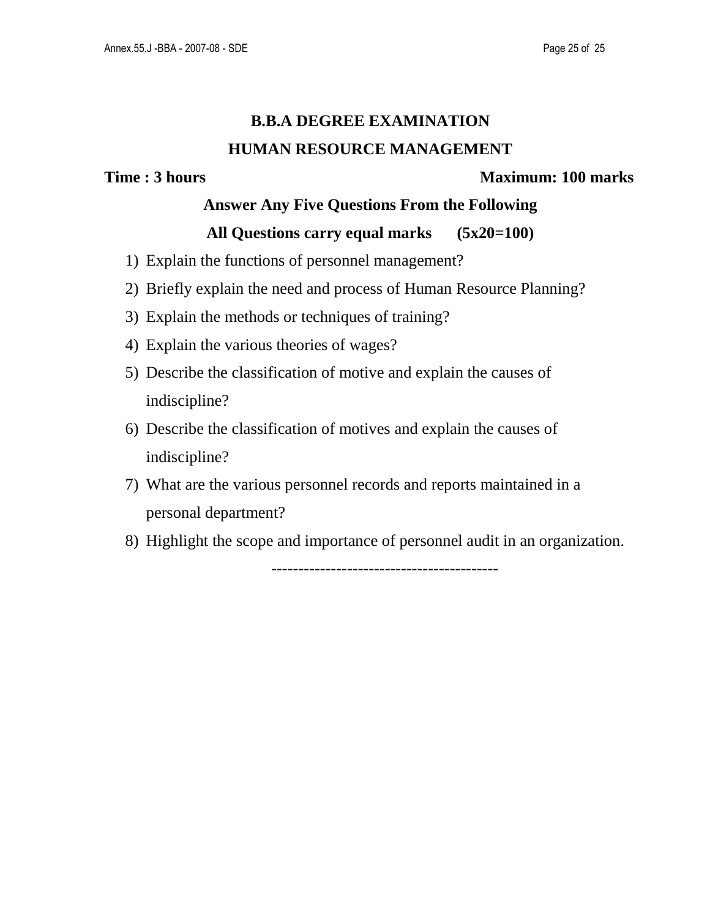## B.B.A DEGREE EXAMINATION

## HUMAN RESOURCE MANAGEMENT

**Time : 3 hours** **Maximum: 100 marks**

**Answer Any Five Questions From the Following**

**All Questions carry equal marks (5x20=100)**

1) Explain the functions of personnel management?
2) Briefly explain the need and process of Human Resource Planning?
3) Explain the methods or techniques of training?
4) Explain the various theories of wages?
5) Describe the classification of motive and explain the causes of indiscipline?
6) Describe the classification of motives and explain the causes of indiscipline?
7) What are the various personnel records and reports maintained in a personal department?
8) Highlight the scope and importance of personnel audit in an organization.

-----------------------------------------